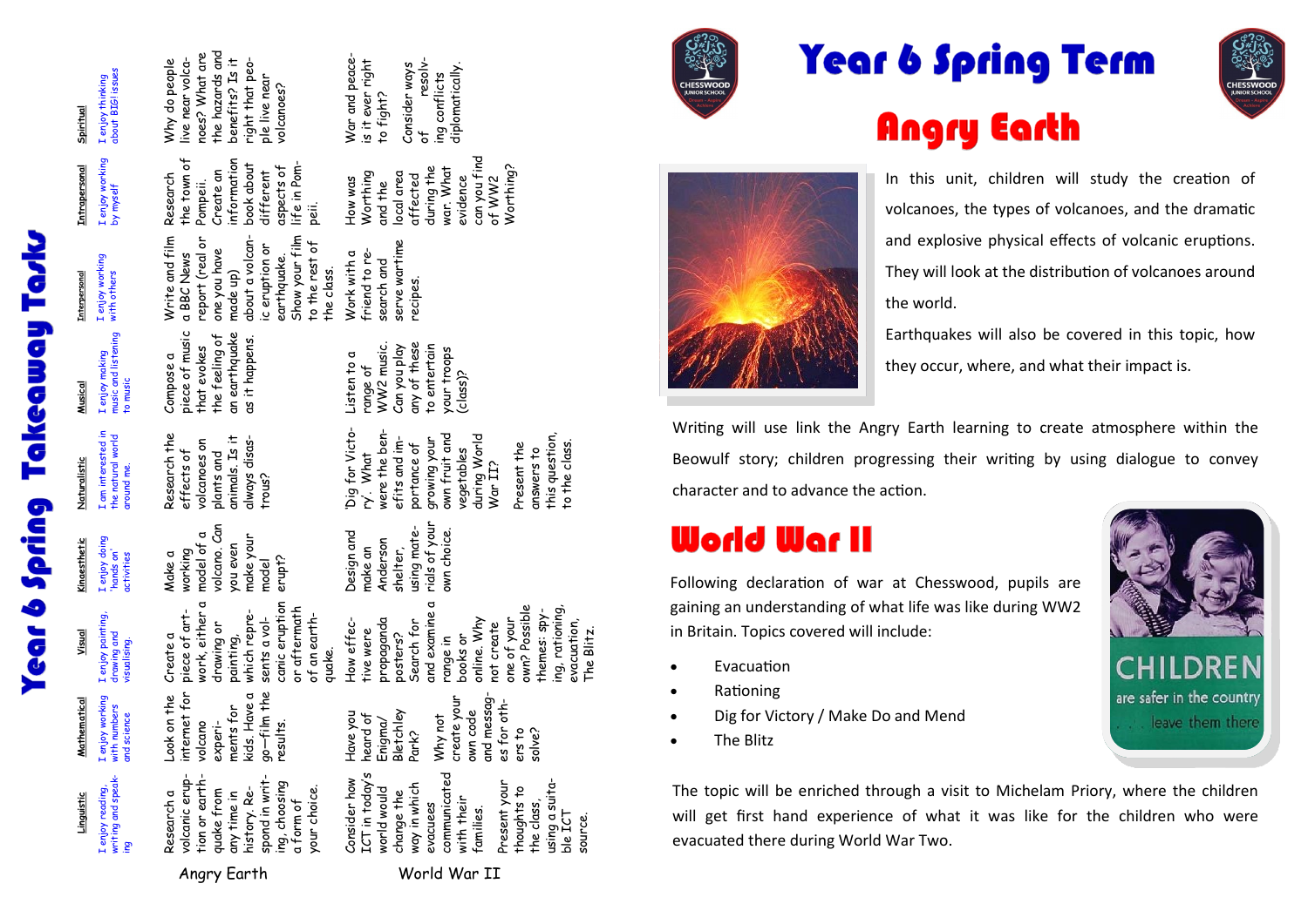# Year 6 Spring Term

## Angry Earth

In this unit, children will study the creation of volcanoes, the types of volcanoes, and the dramatic and explosive physical effects of volcanic eruptions. They will look at the distribution of volcanoes around the world.

Earthquakes will also be covered in this topic, how they occur, where, and what their impact is.

Writing will use link the Angry Earth learning to create atmosphere within the Beowulf story; children progressing their writing by using dialogue to convey character and to advance the action.

## World War II

Following declaration of war at Chesswood, pupils are gaining an understanding of what life was like during WW2 in Britain. Topics covered will include:

- Evacuation
- Rationing
- Dig for Victory / Make Do and Mend
- The Blitz

The topic will be enriched through a visit to Michelam Priory, where the children will get first hand experience of what it was like for the children who were evacuated there during World War Two.

# Year 6 Spring Takeaway Tasks

| | Linguistic<br>I enjoy reading, writing and speaking | Mathematical<br>I enjoy working with numbers and science | Visual<br>I enjoy painting, drawing and visualising. | Kinaesthetic<br>I enjoy doing 'hands on' activities | Naturalistic<br>I am interested in the natural world around me. | Musical<br>I enjoy making music and listening to music | Interpersonal<br>I enjoy working with others | Intrapersonal<br>I enjoy working by myself | Spiritual<br>I enjoy thinking about BIG issues |
|---|---|---|---|---|---|---|---|---|---|
| Angry Earth | Research a volcanic eruption or earthquake from any time in history. Respond in writing, choosing a form of your choice. | Look on the internet for volcano experiments for kids. Have a go—film the results. | Create a piece of artwork, either a drawing or painting, which represents a volcanic eruption or aftermath of an earthquake. | Make a working model of a volcano. Can you even make your model erupt? | Research the effects of volcanoes on plants and animals. Is it always disastrous? | Compose a piece of music that evokes the feeling of an earthquake as it happens. | Write and film a BBC News report (real or one you have made up) about a volcanic eruption or earthquake. Show your film to the rest of the class. | Research the town of Pompeii. Create an information book about different aspects of life in Pompeii. | Why do people live near volcanoes? What are the hazards and benefits? Is it right that people live near volcanoes? |
| World War II | Consider how ICT in today's world would change the way in which evacuees communicated with their families. Present your thoughts to the class, using a suitable ICT source. | Have you heard of Enigma/ Bletchley Park? Why not create your own code and messages for others to solve? | How effective were propaganda posters? Search for and examine a range in books or online. Why not create one of your own? Possible themes: spying, rationing, evacuation, The Blitz. | Design and make an Anderson shelter, using materials of your own choice. | 'Dig for Victory'. What were the benefits and importance of growing your own fruit and vegetables during World War II? Present the answers to this question, to the class. | Listen to a range of WW2 music. Can you play any of these to entertain your troops (class)? | Work with a friend to research and serve wartime recipes. | How was Worthing and the local area affected during the war. What evidence can you find of WW2 Worthing? | War and peace-is it ever right to fight? Consider ways of resolving conflicts diplomatically. |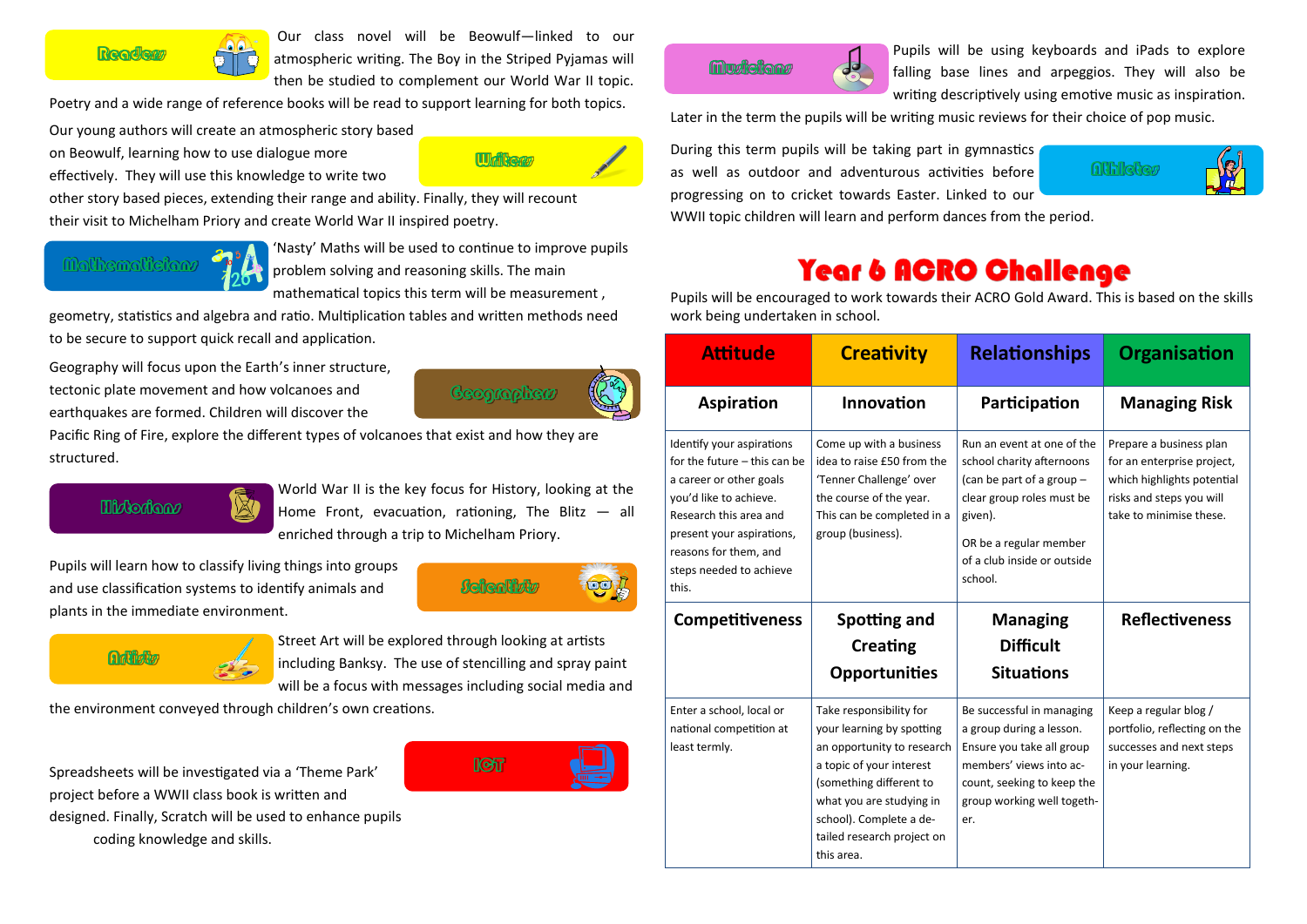## Readers

Our class novel will be Beowulf—linked to our atmospheric writing. The Boy in the Striped Pyjamas will then be studied to complement our World War II topic. Poetry and a wide range of reference books will be read to support learning for both topics.

## Writers

Our young authors will create an atmospheric story based on Beowulf, learning how to use dialogue more effectively. They will use this knowledge to write two other story based pieces, extending their range and ability. Finally, they will recount their visit to Michelham Priory and create World War II inspired poetry.

## Mathematicians

'Nasty' Maths will be used to continue to improve pupils problem solving and reasoning skills. The main mathematical topics this term will be measurement , geometry, statistics and algebra and ratio. Multiplication tables and written methods need to be secure to support quick recall and application.

## Geographers

Geography will focus upon the Earth's inner structure, tectonic plate movement and how volcanoes and earthquakes are formed. Children will discover the Pacific Ring of Fire, explore the different types of volcanoes that exist and how they are structured.

## Historians

World War II is the key focus for History, looking at the Home Front, evacuation, rationing, The Blitz — all enriched through a trip to Michelham Priory.

## Scientists

Pupils will learn how to classify living things into groups and use classification systems to identify animals and plants in the immediate environment.

## Artists

Street Art will be explored through looking at artists including Banksy. The use of stencilling and spray paint will be a focus with messages including social media and the environment conveyed through children's own creations.

## ICT

Spreadsheets will be investigated via a 'Theme Park' project before a WWII class book is written and designed. Finally, Scratch will be used to enhance pupils coding knowledge and skills.

## Musicians

Pupils will be using keyboards and iPads to explore falling base lines and arpeggios. They will also be writing descriptively using emotive music as inspiration. Later in the term the pupils will be writing music reviews for their choice of pop music.

## Athletes

During this term pupils will be taking part in gymnastics as well as outdoor and adventurous activities before progressing on to cricket towards Easter. Linked to our WWII topic children will learn and perform dances from the period.

# Year 6 ACRO Challenge

Pupils will be encouraged to work towards their ACRO Gold Award. This is based on the skills work being undertaken in school.

| Attitude | Creativity | Relationships | Organisation |
|---|---|---|---|
| **Aspiration** | **Innovation** | **Participation** | **Managing Risk** |
| Identify your aspirations for the future – this can be a career or other goals you'd like to achieve. Research this area and present your aspirations, reasons for them, and steps needed to achieve this. | Come up with a business idea to raise £50 from the 'Tenner Challenge' over the course of the year. This can be completed in a group (business). | Run an event at one of the school charity afternoons (can be part of a group – clear group roles must be given). OR be a regular member of a club inside or outside school. | Prepare a business plan for an enterprise project, which highlights potential risks and steps you will take to minimise these. |
| **Competitiveness** | **Spotting and Creating Opportunities** | **Managing Difficult Situations** | **Reflectiveness** |
| Enter a school, local or national competition at least termly. | Take responsibility for your learning by spotting an opportunity to research a topic of your interest (something different to what you are studying in school). Complete a detailed research project on this area. | Be successful in managing a group during a lesson. Ensure you take all group members' views into account, seeking to keep the group working well together. | Keep a regular blog / portfolio, reflecting on the successes and next steps in your learning. |